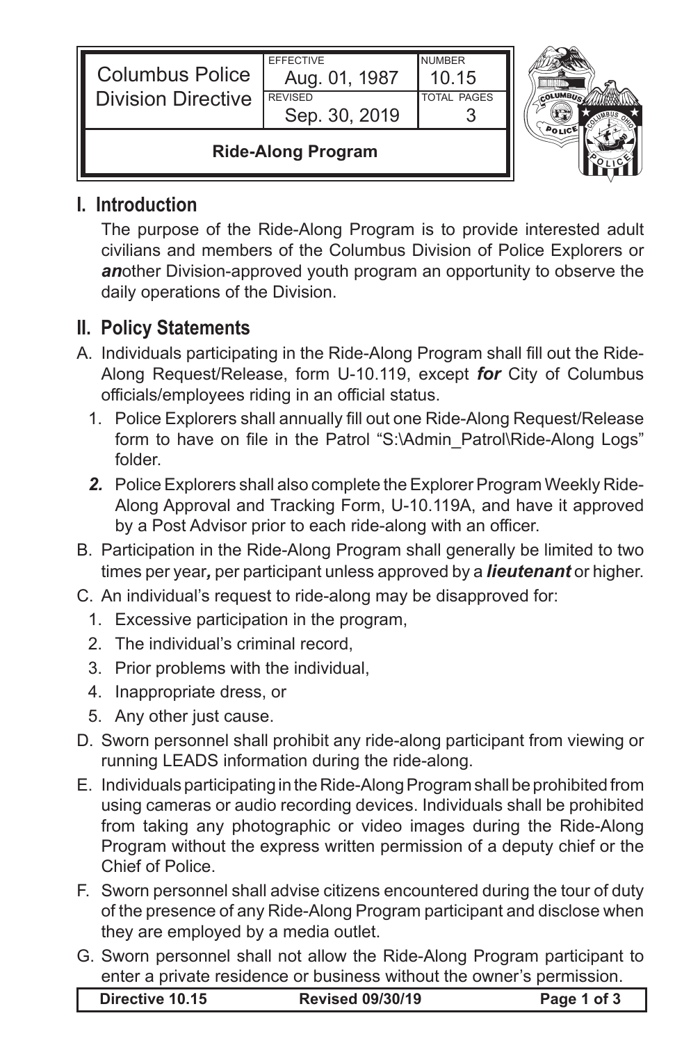| Columbus Police Division Directive | EFFECTIVE Aug. 01, 1987 | NUMBER 10.15 |
| --- | --- | --- |
| | REVISED Sep. 30, 2019 | TOTAL PAGES 3 |

**Ride-Along Program**

## I. Introduction

The purpose of the Ride-Along Program is to provide interested adult civilians and members of the Columbus Division of Police Explorers or ***an***other Division-approved youth program an opportunity to observe the daily operations of the Division.

## II. Policy Statements

A. Individuals participating in the Ride-Along Program shall fill out the Ride-Along Request/Release, form U-10.119, except ***for*** City of Columbus officials/employees riding in an official status.

   1. Police Explorers shall annually fill out one Ride-Along Request/Release form to have on file in the Patrol "S:\Admin_Patrol\Ride-Along Logs" folder.
   ***2.*** Police Explorers shall also complete the Explorer Program Weekly Ride-Along Approval and Tracking Form, U-10.119A, and have it approved by a Post Advisor prior to each ride-along with an officer.

B. Participation in the Ride-Along Program shall generally be limited to two times per year***,*** per participant unless approved by a ***lieutenant*** or higher.

C. An individual's request to ride-along may be disapproved for:

   1. Excessive participation in the program,
   2. The individual's criminal record,
   3. Prior problems with the individual,
   4. Inappropriate dress, or
   5. Any other just cause.

D. Sworn personnel shall prohibit any ride-along participant from viewing or running LEADS information during the ride-along.

E. Individuals participating in the Ride-Along Program shall be prohibited from using cameras or audio recording devices. Individuals shall be prohibited from taking any photographic or video images during the Ride-Along Program without the express written permission of a deputy chief or the Chief of Police.

F. Sworn personnel shall advise citizens encountered during the tour of duty of the presence of any Ride-Along Program participant and disclose when they are employed by a media outlet.

G. Sworn personnel shall not allow the Ride-Along Program participant to enter a private residence or business without the owner's permission.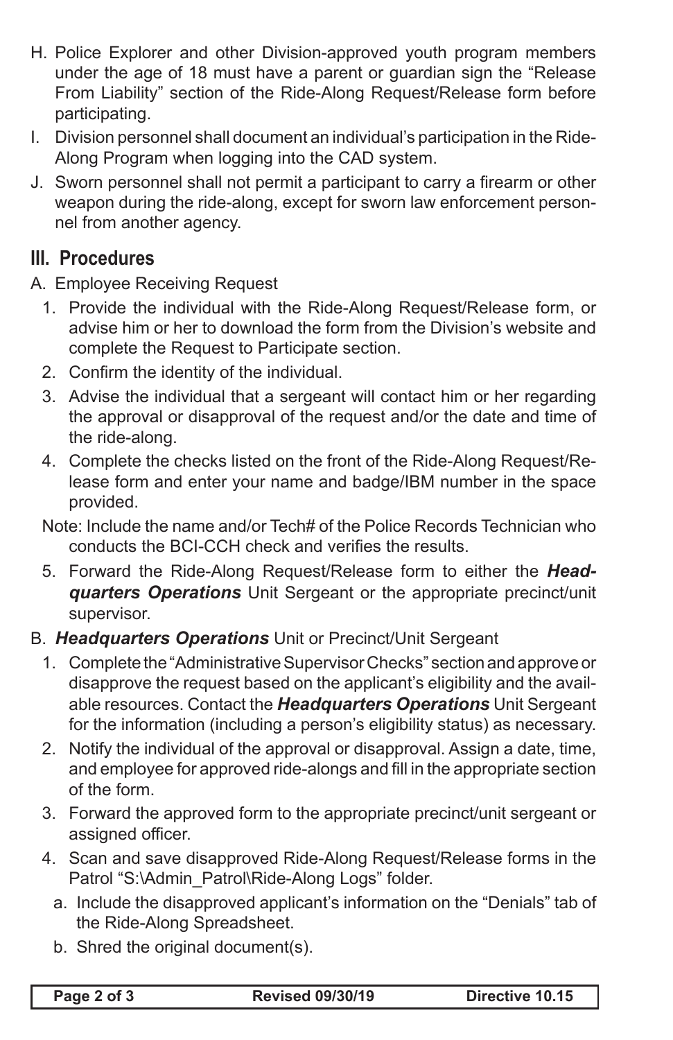H. Police Explorer and other Division-approved youth program members under the age of 18 must have a parent or guardian sign the "Release From Liability" section of the Ride-Along Request/Release form before participating.

I. Division personnel shall document an individual's participation in the Ride-Along Program when logging into the CAD system.

J. Sworn personnel shall not permit a participant to carry a firearm or other weapon during the ride-along, except for sworn law enforcement personnel from another agency.

## III. Procedures

A. Employee Receiving Request

1. Provide the individual with the Ride-Along Request/Release form, or advise him or her to download the form from the Division's website and complete the Request to Participate section.
2. Confirm the identity of the individual.
3. Advise the individual that a sergeant will contact him or her regarding the approval or disapproval of the request and/or the date and time of the ride-along.
4. Complete the checks listed on the front of the Ride-Along Request/Release form and enter your name and badge/IBM number in the space provided.

Note: Include the name and/or Tech# of the Police Records Technician who conducts the BCI-CCH check and verifies the results.

5. Forward the Ride-Along Request/Release form to either the ***Headquarters Operations*** Unit Sergeant or the appropriate precinct/unit supervisor.

B. ***Headquarters Operations*** Unit or Precinct/Unit Sergeant

1. Complete the "Administrative Supervisor Checks" section and approve or disapprove the request based on the applicant's eligibility and the available resources. Contact the ***Headquarters Operations*** Unit Sergeant for the information (including a person's eligibility status) as necessary.
2. Notify the individual of the approval or disapproval. Assign a date, time, and employee for approved ride-alongs and fill in the appropriate section of the form.
3. Forward the approved form to the appropriate precinct/unit sergeant or assigned officer.
4. Scan and save disapproved Ride-Along Request/Release forms in the Patrol "S:\Admin_Patrol\Ride-Along Logs" folder.
   a. Include the disapproved applicant's information on the "Denials" tab of the Ride-Along Spreadsheet.
   b. Shred the original document(s).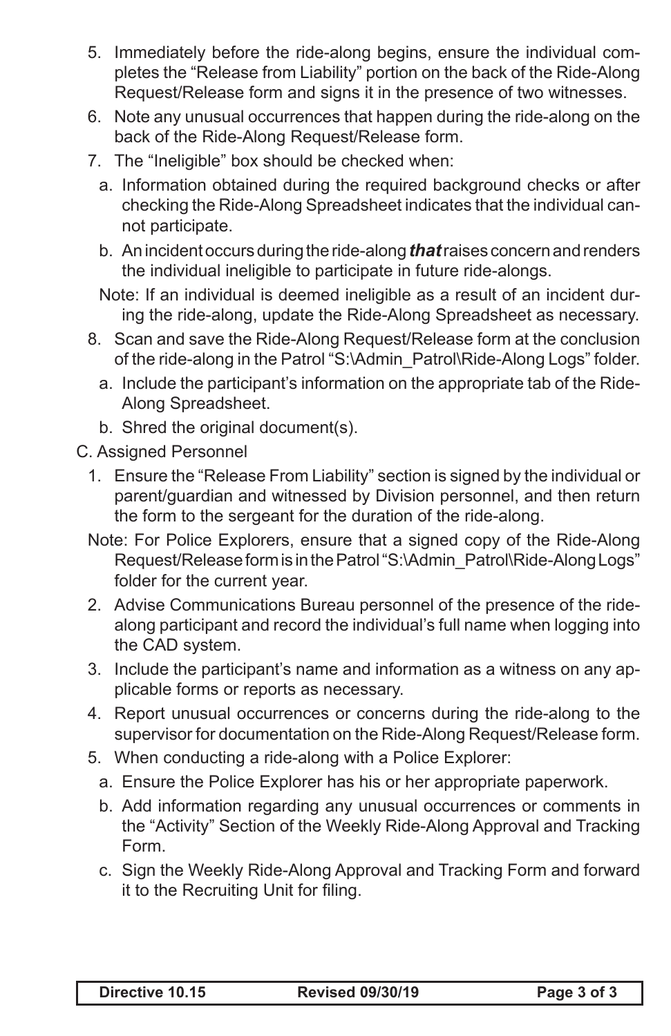5. Immediately before the ride-along begins, ensure the individual completes the "Release from Liability" portion on the back of the Ride-Along Request/Release form and signs it in the presence of two witnesses.
6. Note any unusual occurrences that happen during the ride-along on the back of the Ride-Along Request/Release form.
7. The "Ineligible" box should be checked when:
   a. Information obtained during the required background checks or after checking the Ride-Along Spreadsheet indicates that the individual cannot participate.
   b. An incident occurs during the ride-along ***that*** raises concern and renders the individual ineligible to participate in future ride-alongs.

   Note: If an individual is deemed ineligible as a result of an incident during the ride-along, update the Ride-Along Spreadsheet as necessary.
8. Scan and save the Ride-Along Request/Release form at the conclusion of the ride-along in the Patrol "S:\Admin_Patrol\Ride-Along Logs" folder.
   a. Include the participant's information on the appropriate tab of the Ride-Along Spreadsheet.
   b. Shred the original document(s).

C. Assigned Personnel

1. Ensure the "Release From Liability" section is signed by the individual or parent/guardian and witnessed by Division personnel, and then return the form to the sergeant for the duration of the ride-along.

   Note: For Police Explorers, ensure that a signed copy of the Ride-Along Request/Release form is in the Patrol "S:\Admin_Patrol\Ride-Along Logs" folder for the current year.
2. Advise Communications Bureau personnel of the presence of the ride-along participant and record the individual's full name when logging into the CAD system.
3. Include the participant's name and information as a witness on any applicable forms or reports as necessary.
4. Report unusual occurrences or concerns during the ride-along to the supervisor for documentation on the Ride-Along Request/Release form.
5. When conducting a ride-along with a Police Explorer:
   a. Ensure the Police Explorer has his or her appropriate paperwork.
   b. Add information regarding any unusual occurrences or comments in the "Activity" Section of the Weekly Ride-Along Approval and Tracking Form.
   c. Sign the Weekly Ride-Along Approval and Tracking Form and forward it to the Recruiting Unit for filing.